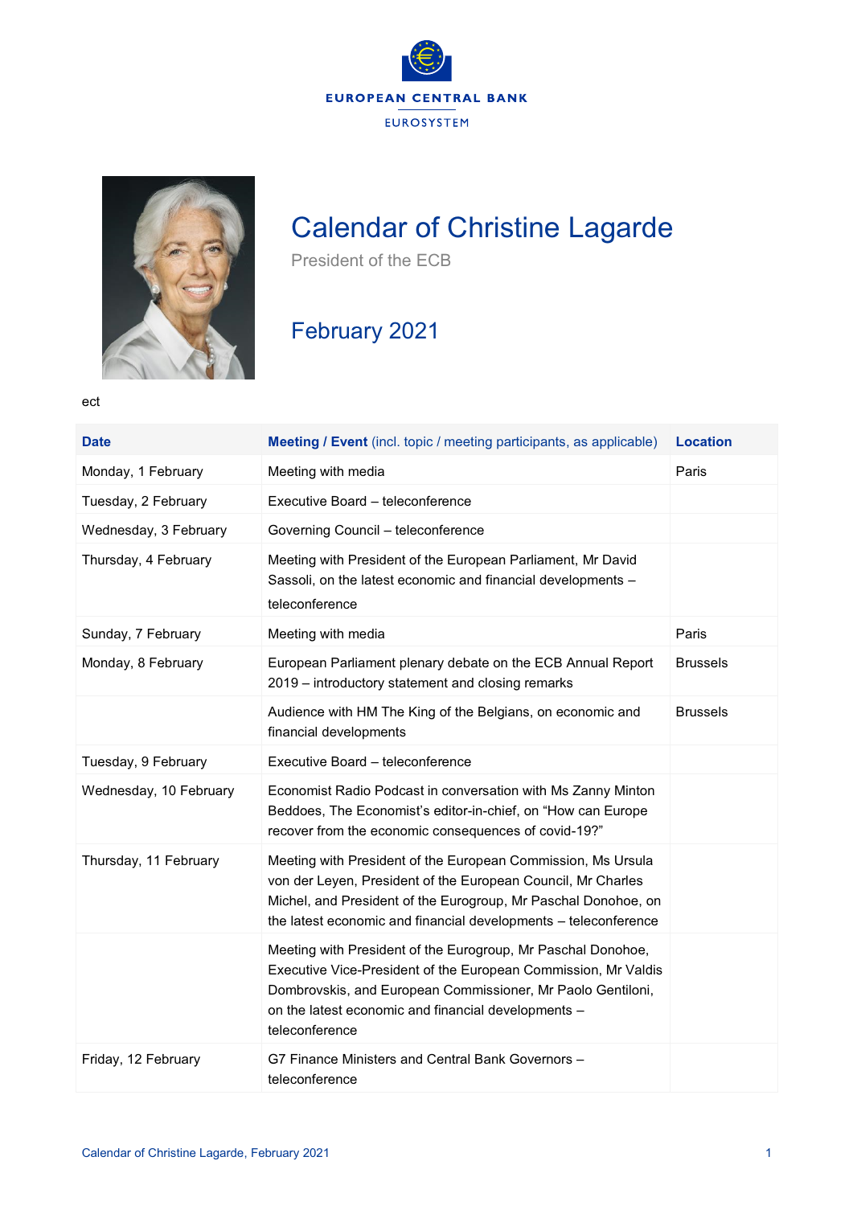EUROPEAN CENTRAL BANK

EUROSYSTEM

# Calendar of Christine Lagarde

President of the ECB

## February 2021

ect

| Date | Meeting / Event (incl. topic / meeting participants, as applicable) | Location |
|---|---|---|
| Monday, 1 February | Meeting with media | Paris |
| Tuesday, 2 February | Executive Board – teleconference | |
| Wednesday, 3 February | Governing Council – teleconference | |
| Thursday, 4 February | Meeting with President of the European Parliament, Mr David Sassoli, on the latest economic and financial developments – teleconference | |
| Sunday, 7 February | Meeting with media | Paris |
| Monday, 8 February | European Parliament plenary debate on the ECB Annual Report 2019 – introductory statement and closing remarks | Brussels |
| | Audience with HM The King of the Belgians, on economic and financial developments | Brussels |
| Tuesday, 9 February | Executive Board – teleconference | |
| Wednesday, 10 February | Economist Radio Podcast in conversation with Ms Zanny Minton Beddoes, The Economist's editor-in-chief, on "How can Europe recover from the economic consequences of covid-19?" | |
| Thursday, 11 February | Meeting with President of the European Commission, Ms Ursula von der Leyen, President of the European Council, Mr Charles Michel, and President of the Eurogroup, Mr Paschal Donohoe, on the latest economic and financial developments – teleconference | |
| | Meeting with President of the Eurogroup, Mr Paschal Donohoe, Executive Vice-President of the European Commission, Mr Valdis Dombrovskis, and European Commissioner, Mr Paolo Gentiloni, on the latest economic and financial developments – teleconference | |
| Friday, 12 February | G7 Finance Ministers and Central Bank Governors – teleconference | |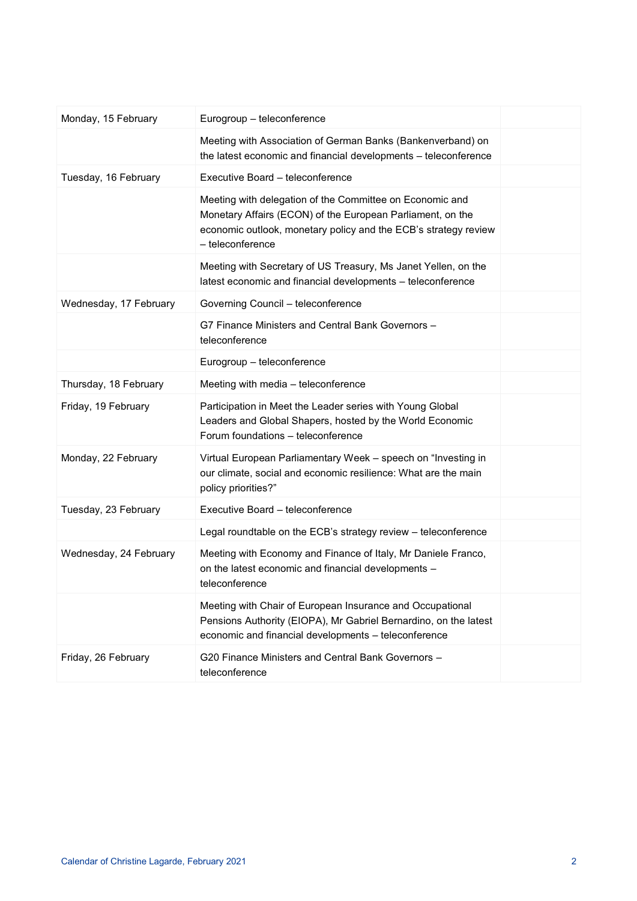| | | |
|---|---|---|
| Monday, 15 February | Eurogroup – teleconference | |
| | Meeting with Association of German Banks (Bankenverband) on the latest economic and financial developments – teleconference | |
| Tuesday, 16 February | Executive Board – teleconference | |
| | Meeting with delegation of the Committee on Economic and Monetary Affairs (ECON) of the European Parliament, on the economic outlook, monetary policy and the ECB's strategy review – teleconference | |
| | Meeting with Secretary of US Treasury, Ms Janet Yellen, on the latest economic and financial developments – teleconference | |
| Wednesday, 17 February | Governing Council – teleconference | |
| | G7 Finance Ministers and Central Bank Governors – teleconference | |
| | Eurogroup – teleconference | |
| Thursday, 18 February | Meeting with media – teleconference | |
| Friday, 19 February | Participation in Meet the Leader series with Young Global Leaders and Global Shapers, hosted by the World Economic Forum foundations – teleconference | |
| Monday, 22 February | Virtual European Parliamentary Week – speech on "Investing in our climate, social and economic resilience: What are the main policy priorities?" | |
| Tuesday, 23 February | Executive Board – teleconference | |
| | Legal roundtable on the ECB's strategy review – teleconference | |
| Wednesday, 24 February | Meeting with Economy and Finance of Italy, Mr Daniele Franco, on the latest economic and financial developments – teleconference | |
| | Meeting with Chair of European Insurance and Occupational Pensions Authority (EIOPA), Mr Gabriel Bernardino, on the latest economic and financial developments – teleconference | |
| Friday, 26 February | G20 Finance Ministers and Central Bank Governors – teleconference | |